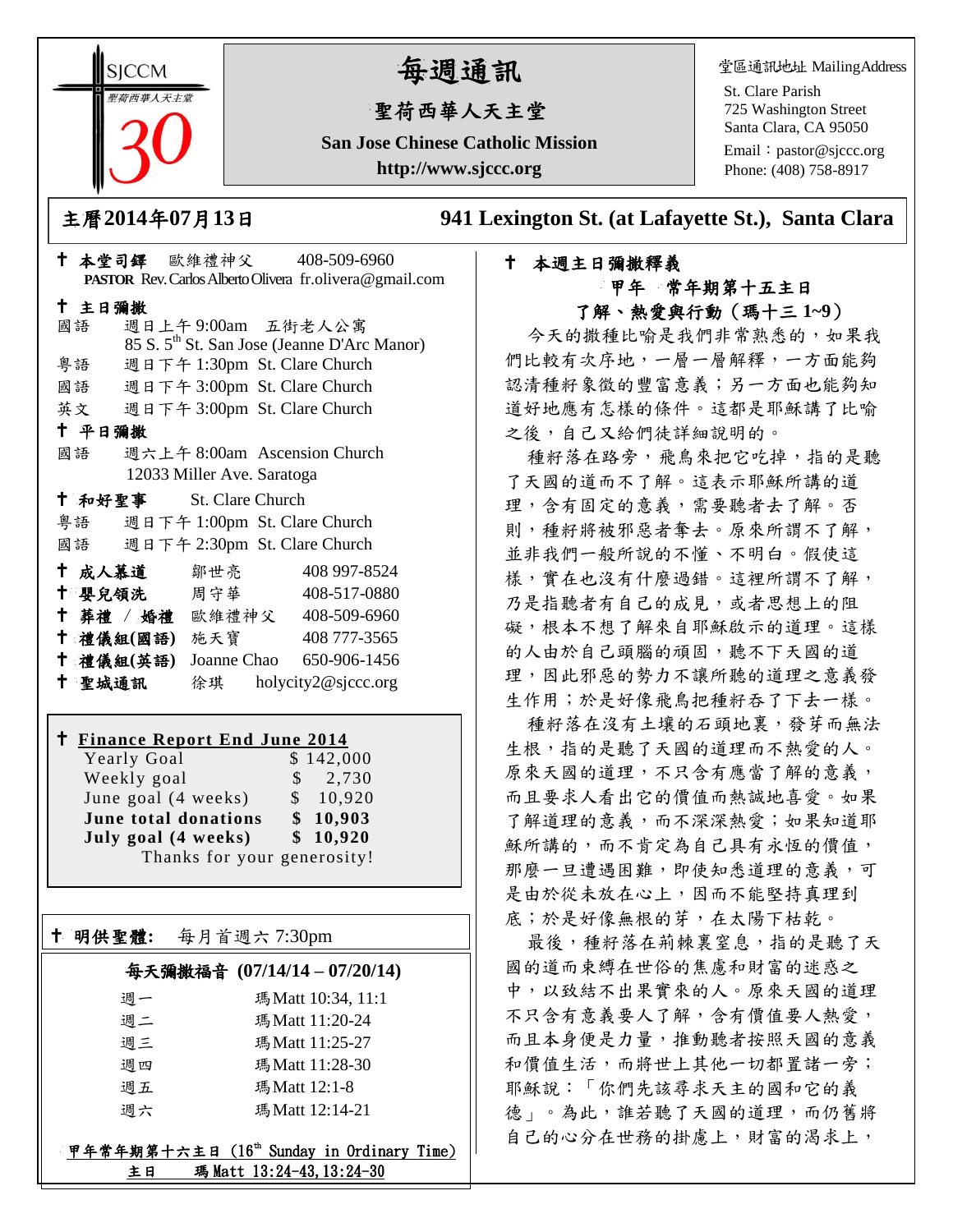SJCCM
聖荷西華人天主堂
30

# 每週通訊

## 聖荷西華人天主堂

**San Jose Chinese Catholic Mission**

**http://www.sjccc.org**

堂區通訊地址 MailingAddress
St. Clare Parish
725 Washington Street
Santa Clara, CA 95050
Email：pastor@sjccc.org
Phone: (408) 758-8917

## 主曆2014年07月13日 941 Lexington St. (at Lafayette St.), Santa Clara

† **本堂司鐸** 歐維禮神父 408-509-6960
**PASTOR** Rev. Carlos Alberto Olivera fr.olivera@gmail.com

† **主日彌撒**
國語 週日上午 9:00am 五街老人公寓
85 S. 5th St. San Jose (Jeanne D'Arc Manor)
粵語 週日下午 1:30pm St. Clare Church
國語 週日下午 3:00pm St. Clare Church
英文 週日下午 3:00pm St. Clare Church

† **平日彌撒**
國語 週六上午 8:00am Ascension Church
12033 Miller Ave. Saratoga

† **和好聖事** St. Clare Church
粵語 週日下午 1:00pm St. Clare Church
國語 週日下午 2:30pm St. Clare Church

† **成人慕道** 鄒世亮 408 997-8524
† **嬰兒領洗** 周守華 408-517-0880
† **葬禮 / 婚禮** 歐維禮神父 408-509-6960
† **禮儀組(國語)** 施天寶 408 777-3565
† **禮儀組(英語)** Joanne Chao 650-906-1456
† **聖城通訊** 徐琪 holycity2@sjccc.org

† **Finance Report End June 2014**

| | |
|---|---|
| Yearly Goal | $ 142,000 |
| Weekly goal | $ 2,730 |
| June goal (4 weeks) | $ 10,920 |
| **June total donations** | **$ 10,903** |
| **July goal (4 weeks)** | **$ 10,920** |

Thanks for your generosity!

† **明供聖體:** 每月首週六 7:30pm

**每天彌撒福音 (07/14/14 – 07/20/14)**

| | |
|---|---|
| 週一 | 瑪 Matt 10:34, 11:1 |
| 週二 | 瑪 Matt 11:20-24 |
| 週三 | 瑪 Matt 11:25-27 |
| 週四 | 瑪 Matt 11:28-30 |
| 週五 | 瑪 Matt 12:1-8 |
| 週六 | 瑪 Matt 12:14-21 |

甲年常年期第十六主日 (16th Sunday in Ordinary Time)
主日 瑪 Matt 13:24-43, 13:24-30

† **本週主日彌撒釋義**

**甲年 常年期第十五主日**

**了解、熱愛與行動（瑪十三 1~9）**

今天的撒種比喻是我們非常熟悉的，如果我們比較有次序地，一層一層解釋，一方面能夠認清種籽象徵的豐富意義；另一方面也能夠知道好地應有怎樣的條件。這都是耶穌講了比喻之後，自己又給們徒詳細說明的。

種籽落在路旁，飛鳥來把它吃掉，指的是聽了天國的道而不了解。這表示耶穌所講的道理，含有固定的意義，需要聽者去了解。否則，種籽將被邪惡者奪去。原來所謂不了解，並非我們一般所說的不懂、不明白。假使這樣，實在也沒有什麼過錯。這裡所謂不了解，乃是指聽者有自己的成見，或者思想上的阻礙，根本不想了解來自耶穌啟示的道理。這樣的人由於自己頭腦的頑固，聽不下天國的道理，因此邪惡的勢力不讓所聽的道理之意義發生作用；於是好像飛鳥把種籽吞了下去一樣。

種籽落在沒有土壤的石頭地裏，發芽而無法生根，指的是聽了天國的道理而不熱愛的人。原來天國的道理，不只含有應當了解的意義，而且要求人看出它的價值而熱誠地喜愛。如果了解道理的意義，而不深深熱愛；如果知道耶穌所講的，而不肯定為自己具有永恆的價值，那麼一旦遭遇困難，即使知悉道理的意義，可是由於從未放在心上，因而不能堅持真理到底；於是好像無根的芽，在太陽下枯乾。

最後，種籽落在荊棘裏窒息，指的是聽了天國的道而束縛在世俗的焦慮和財富的迷惑之中，以致結不出果實來的人。原來天國的道理不只含有意義要人了解，含有價值要人熱愛，而且本身便是力量，推動聽者按照天國的意義和價值生活，而將世上其他一切都置諸一旁；耶穌說：「你們先該尋求天主的國和它的義德」。為此，誰若聽了天國的道理，而仍舊將自己的心分在世務的掛慮上，財富的渴求上，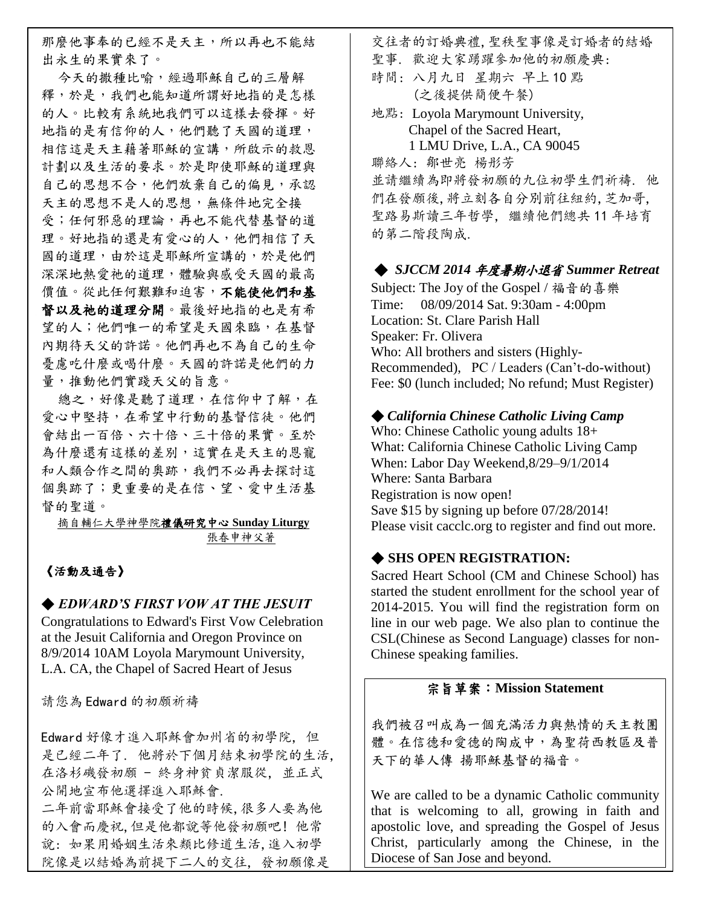那麼他事奉的已經不是天主，所以再也不能結出永生的果實來了。

今天的撒種比喻，經過耶穌自己的三層解釋，於是，我們也能知道所謂好地指的是怎樣的人。比較有系統地我們可以這樣去發揮。好地指的是有信仰的人，他們聽了天國的道理，相信這是天主藉著耶穌的宣講，所啟示的救恩計劃以及生活的要求。於是即使耶穌的道理與自己的思想不合，他們放棄自己的偏見，承認天主的思想不是人的思想，無條件地完全接受；任何邪惡的理論，再也不能代替基督的道理。好地指的還是有愛心的人，他們相信了天國的道理，由於這是耶穌所宣講的，於是他們深深地熱愛祂的道理，體驗與感受天國的最高價值。從此任何艱難和迫害，**不能使他們和基督以及祂的道理分開**。最後好地指的也是有希望的人；他們唯一的希望是天國來臨，在基督內期待天父的許諾。他們再也不為自己的生命憂慮吃什麼或喝什麼。天國的許諾是他們的力量，推動他們實踐天父的旨意。

總之，好像是聽了道理，在信仰中了解，在愛心中堅持，在希望中行動的基督信徒。他們會結出一百倍、六十倍、三十倍的果實。至於為什麼還有這樣的差別，這實在是天主的恩寵和人類合作之間的奧跡，我們不必再去探討這個奧跡了；更重要的是在信、望、愛中生活基督的聖道。

摘自輔仁大學神學院**禮儀研究中心 Sunday Liturgy**
張春申神父著

## 《活動及通告》

### ◆ *EDWARD'S FIRST VOW AT THE JESUIT*

Congratulations to Edward's First Vow Celebration at the Jesuit California and Oregon Province on 8/9/2014 10AM Loyola Marymount University, L.A. CA, the Chapel of Sacred Heart of Jesus

請您為 Edward 的初願祈禱

Edward 好像才進入耶穌會加州省的初學院，但是已經二年了. 他將於下個月結束初學院的生活, 在洛杉磯發初願 – 終身神貧貞潔服從，並正式公開地宣布他選擇進入耶穌會.

二年前當耶穌會接受了他的時候, 很多人要為他的入會而慶祝, 但是他都說等他發初願吧! 他常說: 如果用婚姻生活來類比修道生活, 進入初學院像是以結婚為前提下二人的交往，發初願像是交往者的訂婚典禮, 聖秩聖事像是訂婚者的結婚聖事. 歡迎大家踴躍參加他的初願慶典:

時間: 八月九日 星期六 早上 10 點
(之後提供簡便午餐)

地點: Loyola Marymount University,
Chapel of the Sacred Heart,
1 LMU Drive, L.A., CA 90045

聯絡人: 鄒世亮 楊彤芳

並請繼續為即將發初願的九位初學生們祈禱. 他們在發願後, 將立刻各自分別前往紐約, 芝加哥, 聖路易斯讀三年哲學, 繼續他們總共 11 年培育的第二階段陶成.

### ◆ *SJCCM 2014 年度暑期小退省 Summer Retreat*

Subject: The Joy of the Gospel / 福音的喜樂
Time: 08/09/2014 Sat. 9:30am - 4:00pm
Location: St. Clare Parish Hall
Speaker: Fr. Olivera
Who: All brothers and sisters (Highly-Recommended), PC / Leaders (Can't-do-without)
Fee: $0 (lunch included; No refund; Must Register)

### ◆ *California Chinese Catholic Living Camp*

Who: Chinese Catholic young adults 18+
What: California Chinese Catholic Living Camp
When: Labor Day Weekend,8/29–9/1/2014
Where: Santa Barbara
Registration is now open!
Save $15 by signing up before 07/28/2014!
Please visit cacclc.org to register and find out more.

### ◆ SHS OPEN REGISTRATION:

Sacred Heart School (CM and Chinese School) has started the student enrollment for the school year of 2014-2015. You will find the registration form on line in our web page. We also plan to continue the CSL(Chinese as Second Language) classes for non-Chinese speaking families.

### 宗旨草案：Mission Statement

我們被召叫成為一個充滿活力與熱情的天主教團體。在信德和愛德的陶成中，為聖荷西教區及普天下的華人傳 揚耶穌基督的福音。

We are called to be a dynamic Catholic community that is welcoming to all, growing in faith and apostolic love, and spreading the Gospel of Jesus Christ, particularly among the Chinese, in the Diocese of San Jose and beyond.